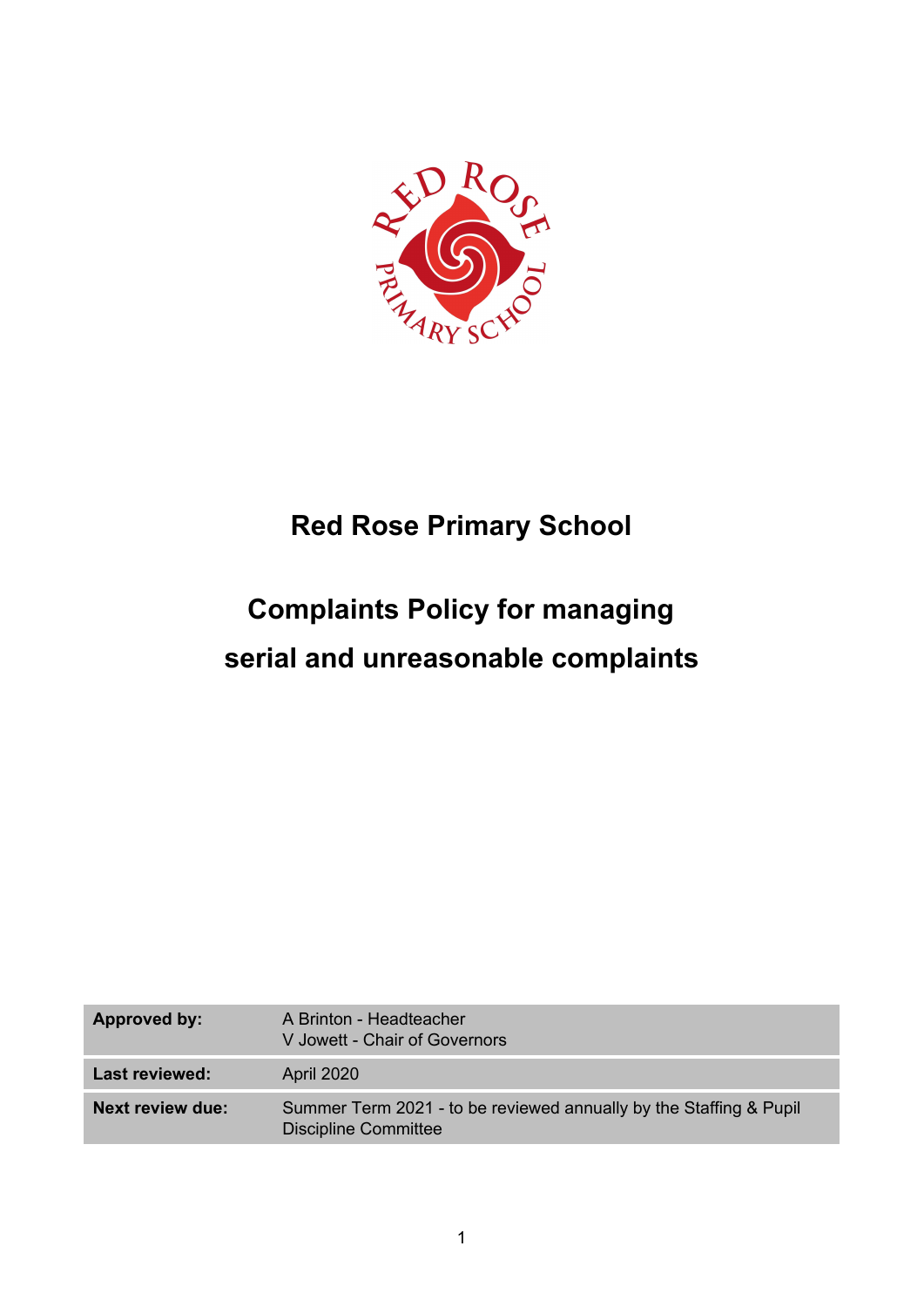# Red Rose Primary School

## Complaints Policy for managing serial and unreasonable complaints

| | |
|---|---|
| **Approved by:** | A Brinton - Headteacher<br>V Jowett - Chair of Governors |
| **Last reviewed:** | April 2020 |
| **Next review due:** | Summer Term 2021 - to be reviewed annually by the Staffing & Pupil Discipline Committee |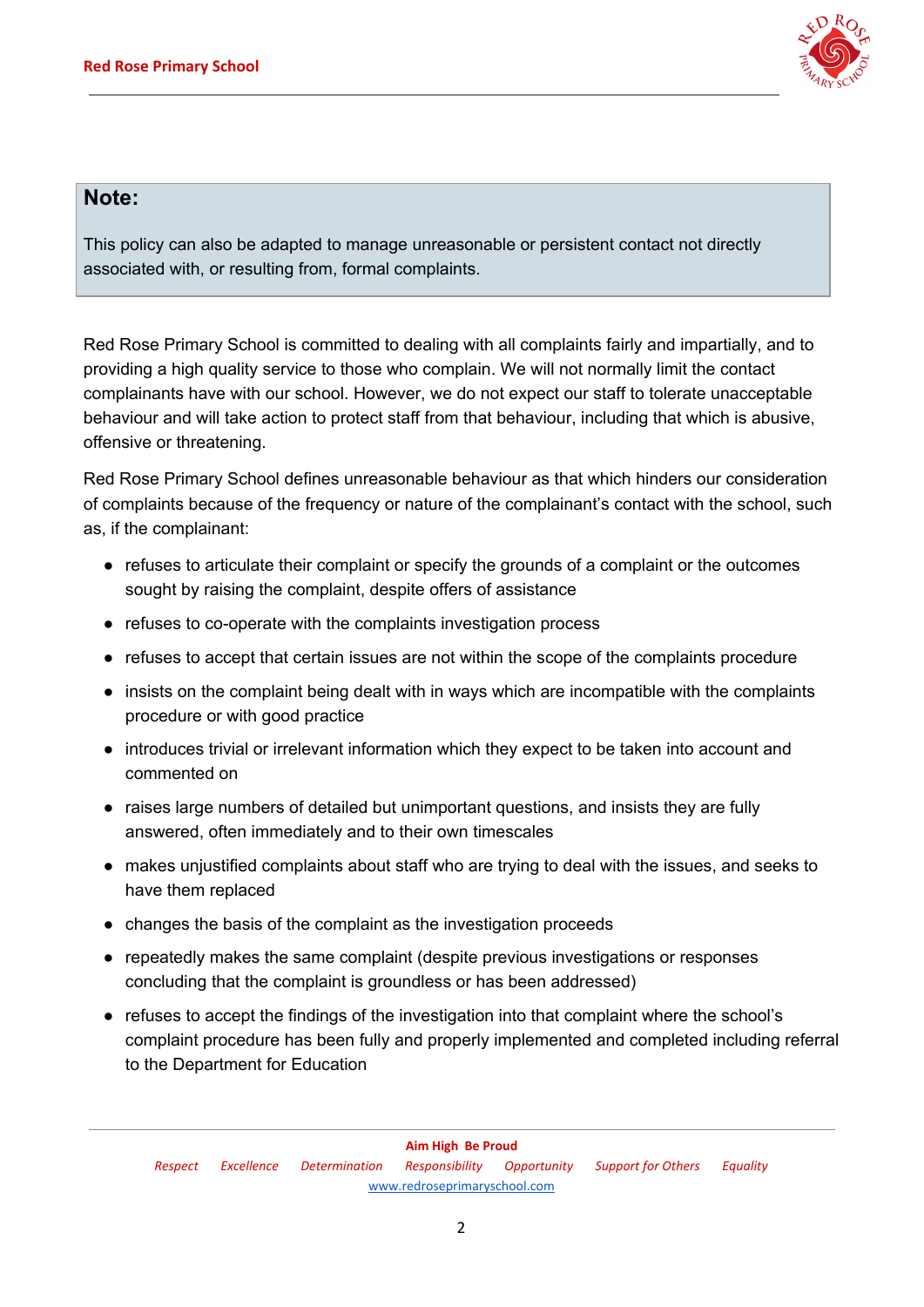**Note:**

This policy can also be adapted to manage unreasonable or persistent contact not directly associated with, or resulting from, formal complaints.

Red Rose Primary School is committed to dealing with all complaints fairly and impartially, and to providing a high quality service to those who complain. We will not normally limit the contact complainants have with our school. However, we do not expect our staff to tolerate unacceptable behaviour and will take action to protect staff from that behaviour, including that which is abusive, offensive or threatening.

Red Rose Primary School defines unreasonable behaviour as that which hinders our consideration of complaints because of the frequency or nature of the complainant's contact with the school, such as, if the complainant:

- refuses to articulate their complaint or specify the grounds of a complaint or the outcomes sought by raising the complaint, despite offers of assistance
- refuses to co-operate with the complaints investigation process
- refuses to accept that certain issues are not within the scope of the complaints procedure
- insists on the complaint being dealt with in ways which are incompatible with the complaints procedure or with good practice
- introduces trivial or irrelevant information which they expect to be taken into account and commented on
- raises large numbers of detailed but unimportant questions, and insists they are fully answered, often immediately and to their own timescales
- makes unjustified complaints about staff who are trying to deal with the issues, and seeks to have them replaced
- changes the basis of the complaint as the investigation proceeds
- repeatedly makes the same complaint (despite previous investigations or responses concluding that the complaint is groundless or has been addressed)
- refuses to accept the findings of the investigation into that complaint where the school's complaint procedure has been fully and properly implemented and completed including referral to the Department for Education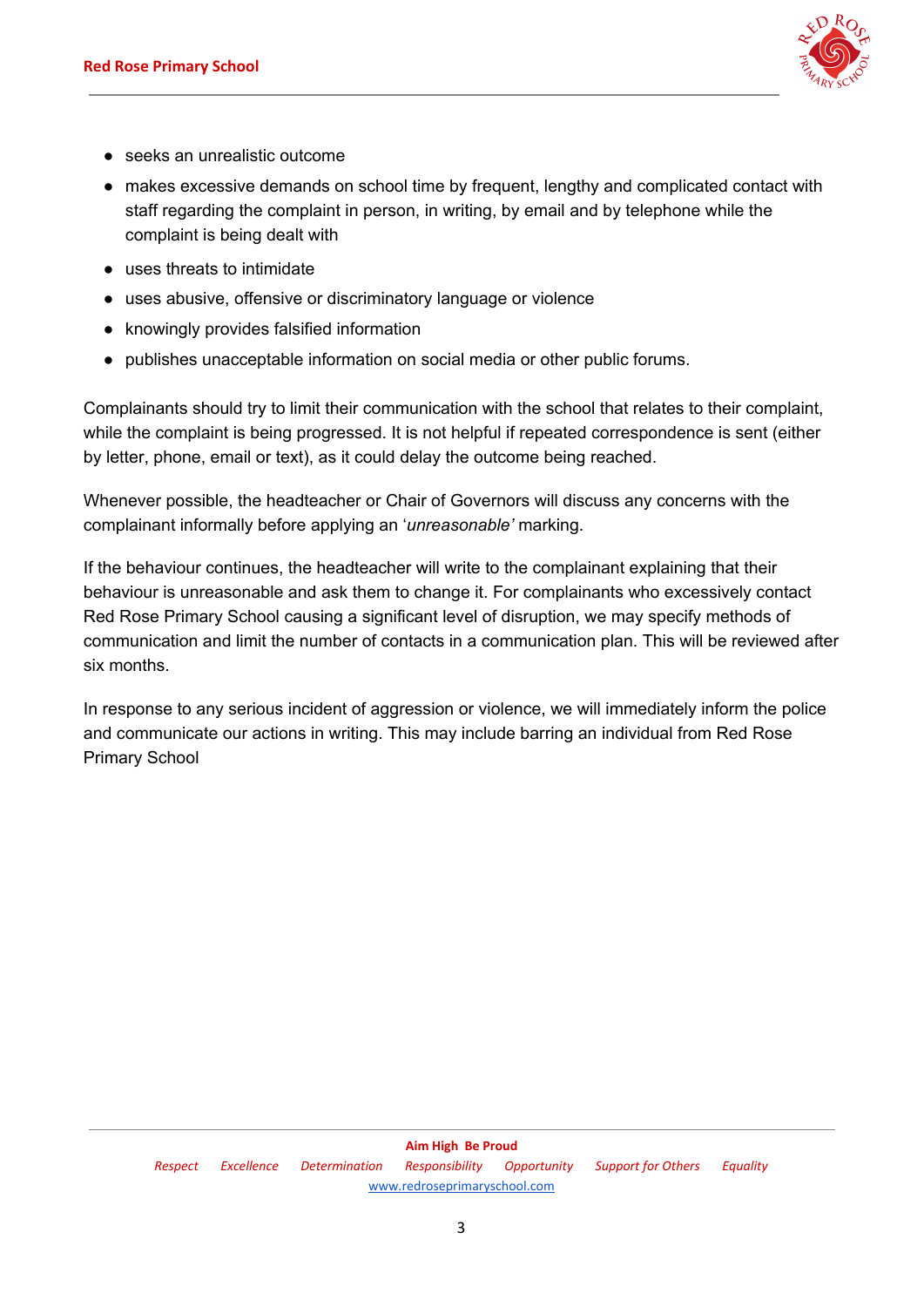- seeks an unrealistic outcome
- makes excessive demands on school time by frequent, lengthy and complicated contact with staff regarding the complaint in person, in writing, by email and by telephone while the complaint is being dealt with
- uses threats to intimidate
- uses abusive, offensive or discriminatory language or violence
- knowingly provides falsified information
- publishes unacceptable information on social media or other public forums.

Complainants should try to limit their communication with the school that relates to their complaint, while the complaint is being progressed. It is not helpful if repeated correspondence is sent (either by letter, phone, email or text), as it could delay the outcome being reached.

Whenever possible, the headteacher or Chair of Governors will discuss any concerns with the complainant informally before applying an '*unreasonable'* marking.

If the behaviour continues, the headteacher will write to the complainant explaining that their behaviour is unreasonable and ask them to change it. For complainants who excessively contact Red Rose Primary School causing a significant level of disruption, we may specify methods of communication and limit the number of contacts in a communication plan. This will be reviewed after six months.

In response to any serious incident of aggression or violence, we will immediately inform the police and communicate our actions in writing. This may include barring an individual from Red Rose Primary School